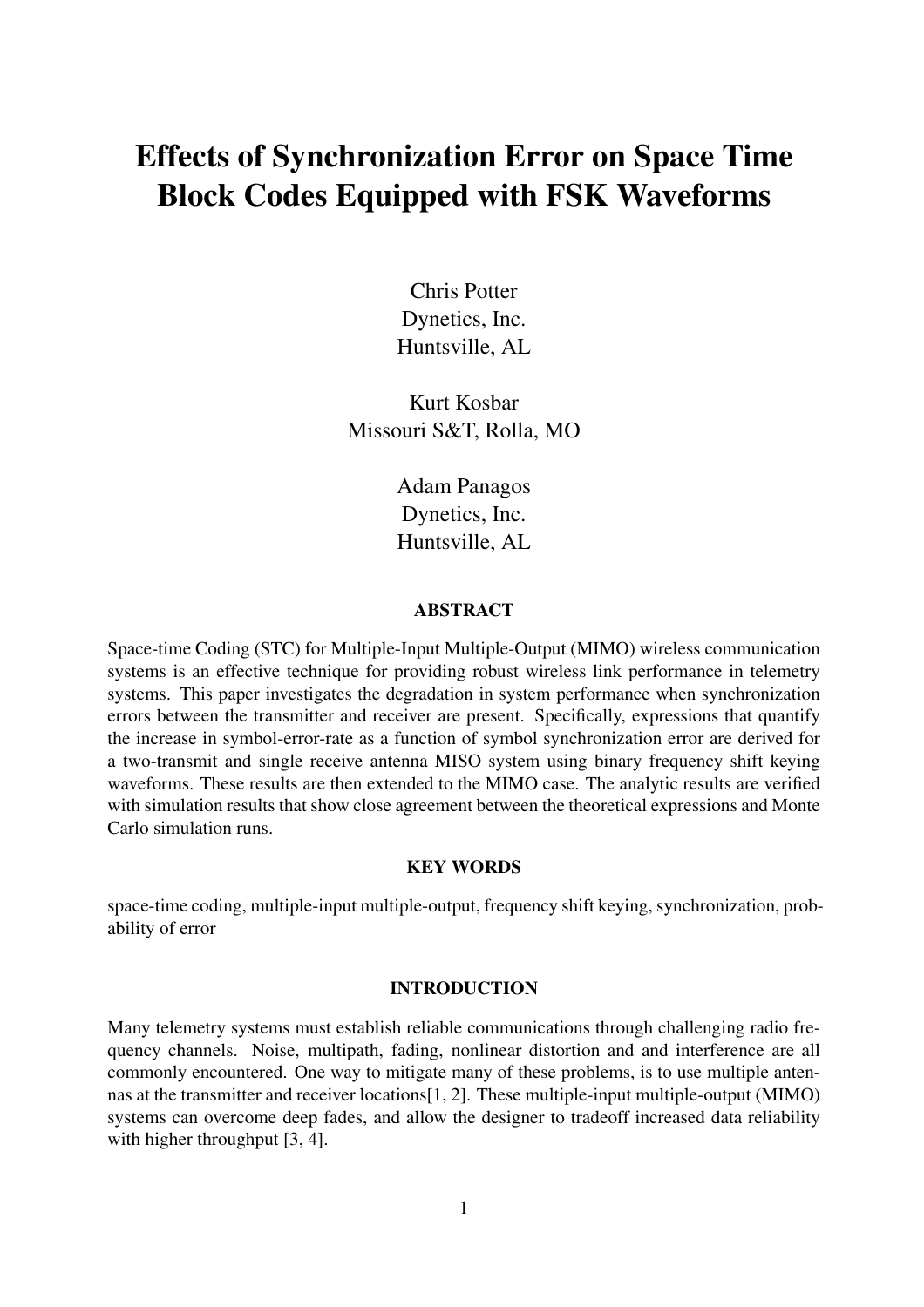# Effects of Synchronization Error on Space Time Block Codes Equipped with FSK Waveforms

Chris Potter
Dynetics, Inc.
Huntsville, AL

Kurt Kosbar
Missouri S&T, Rolla, MO

Adam Panagos
Dynetics, Inc.
Huntsville, AL

## ABSTRACT

Space-time Coding (STC) for Multiple-Input Multiple-Output (MIMO) wireless communication systems is an effective technique for providing robust wireless link performance in telemetry systems. This paper investigates the degradation in system performance when synchronization errors between the transmitter and receiver are present. Specifically, expressions that quantify the increase in symbol-error-rate as a function of symbol synchronization error are derived for a two-transmit and single receive antenna MISO system using binary frequency shift keying waveforms. These results are then extended to the MIMO case. The analytic results are verified with simulation results that show close agreement between the theoretical expressions and Monte Carlo simulation runs.

## KEY WORDS

space-time coding, multiple-input multiple-output, frequency shift keying, synchronization, probability of error

## INTRODUCTION

Many telemetry systems must establish reliable communications through challenging radio frequency channels. Noise, multipath, fading, nonlinear distortion and and interference are all commonly encountered. One way to mitigate many of these problems, is to use multiple antennas at the transmitter and receiver locations[1, 2]. These multiple-input multiple-output (MIMO) systems can overcome deep fades, and allow the designer to tradeoff increased data reliability with higher throughput [3, 4].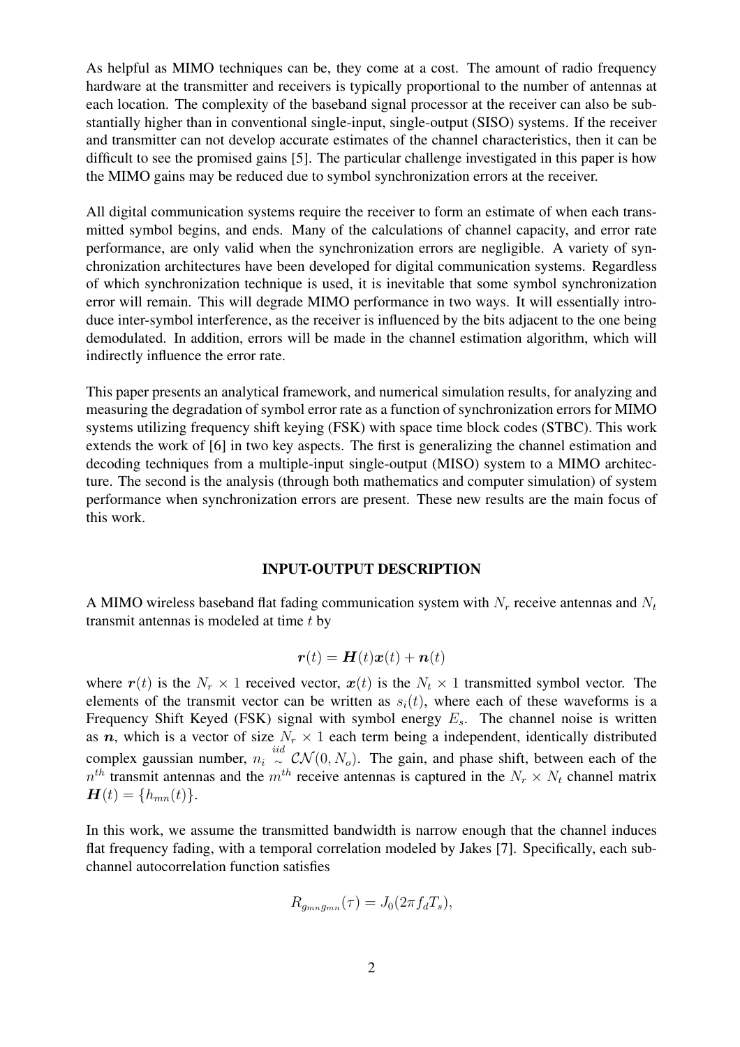As helpful as MIMO techniques can be, they come at a cost. The amount of radio frequency hardware at the transmitter and receivers is typically proportional to the number of antennas at each location. The complexity of the baseband signal processor at the receiver can also be substantially higher than in conventional single-input, single-output (SISO) systems. If the receiver and transmitter can not develop accurate estimates of the channel characteristics, then it can be difficult to see the promised gains [5]. The particular challenge investigated in this paper is how the MIMO gains may be reduced due to symbol synchronization errors at the receiver.

All digital communication systems require the receiver to form an estimate of when each transmitted symbol begins, and ends. Many of the calculations of channel capacity, and error rate performance, are only valid when the synchronization errors are negligible. A variety of synchronization architectures have been developed for digital communication systems. Regardless of which synchronization technique is used, it is inevitable that some symbol synchronization error will remain. This will degrade MIMO performance in two ways. It will essentially introduce inter-symbol interference, as the receiver is influenced by the bits adjacent to the one being demodulated. In addition, errors will be made in the channel estimation algorithm, which will indirectly influence the error rate.

This paper presents an analytical framework, and numerical simulation results, for analyzing and measuring the degradation of symbol error rate as a function of synchronization errors for MIMO systems utilizing frequency shift keying (FSK) with space time block codes (STBC). This work extends the work of [6] in two key aspects. The first is generalizing the channel estimation and decoding techniques from a multiple-input single-output (MISO) system to a MIMO architecture. The second is the analysis (through both mathematics and computer simulation) of system performance when synchronization errors are present. These new results are the main focus of this work.

## INPUT-OUTPUT DESCRIPTION

A MIMO wireless baseband flat fading communication system with $N_r$ receive antennas and $N_t$ transmit antennas is modeled at time $t$ by

$$\boldsymbol{r}(t) = \boldsymbol{H}(t)\boldsymbol{x}(t) + \boldsymbol{n}(t)$$

where $\boldsymbol{r}(t)$ is the $N_r \times 1$ received vector, $\boldsymbol{x}(t)$ is the $N_t \times 1$ transmitted symbol vector. The elements of the transmit vector can be written as $s_i(t)$, where each of these waveforms is a Frequency Shift Keyed (FSK) signal with symbol energy $E_s$. The channel noise is written as $\boldsymbol{n}$, which is a vector of size $N_r \times 1$ each term being a independent, identically distributed complex gaussian number, $n_i \overset{iid}{\sim} \mathcal{CN}(0, N_o)$. The gain, and phase shift, between each of the $n^{th}$ transmit antennas and the $m^{th}$ receive antennas is captured in the $N_r \times N_t$ channel matrix $\boldsymbol{H}(t) = \{h_{mn}(t)\}$.

In this work, we assume the transmitted bandwidth is narrow enough that the channel induces flat frequency fading, with a temporal correlation modeled by Jakes [7]. Specifically, each subchannel autocorrelation function satisfies

$$R_{g_{mn}g_{mn}}(\tau) = J_0(2\pi f_d T_s),$$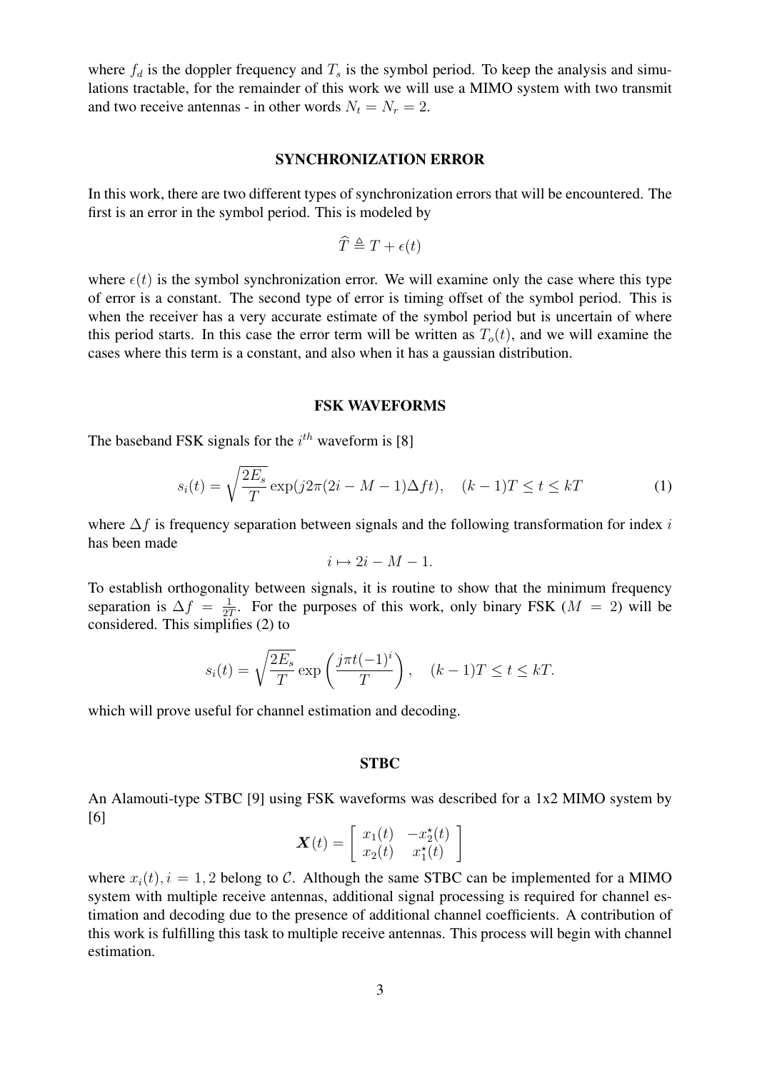where $f_d$ is the doppler frequency and $T_s$ is the symbol period. To keep the analysis and simulations tractable, for the remainder of this work we will use a MIMO system with two transmit and two receive antennas - in other words $N_t = N_r = 2$.

## SYNCHRONIZATION ERROR

In this work, there are two different types of synchronization errors that will be encountered. The first is an error in the symbol period. This is modeled by

$$\widehat{T} \triangleq T + \epsilon(t)$$

where $\epsilon(t)$ is the symbol synchronization error. We will examine only the case where this type of error is a constant. The second type of error is timing offset of the symbol period. This is when the receiver has a very accurate estimate of the symbol period but is uncertain of where this period starts. In this case the error term will be written as $T_o(t)$, and we will examine the cases where this term is a constant, and also when it has a gaussian distribution.

## FSK WAVEFORMS

The baseband FSK signals for the $i^{th}$ waveform is [8]

$$s_i(t) = \sqrt{\frac{2E_s}{T}} \exp(j2\pi(2i - M - 1)\Delta f t), \quad (k-1)T \leq t \leq kT \tag{1}$$

where $\Delta f$ is frequency separation between signals and the following transformation for index $i$ has been made

$$i \mapsto 2i - M - 1.$$

To establish orthogonality between signals, it is routine to show that the minimum frequency separation is $\Delta f = \frac{1}{2T}$. For the purposes of this work, only binary FSK ($M = 2$) will be considered. This simplifies (2) to

$$s_i(t) = \sqrt{\frac{2E_s}{T}} \exp\left(\frac{j\pi t(-1)^i}{T}\right), \quad (k-1)T \leq t \leq kT.$$

which will prove useful for channel estimation and decoding.

## STBC

An Alamouti-type STBC [9] using FSK waveforms was described for a 1x2 MIMO system by [6]

$$\boldsymbol{X}(t) = \begin{bmatrix} x_1(t) & -x_2^\star(t) \\ x_2(t) & x_1^\star(t) \end{bmatrix}$$

where $x_i(t), i = 1, 2$ belong to $\mathcal{C}$. Although the same STBC can be implemented for a MIMO system with multiple receive antennas, additional signal processing is required for channel estimation and decoding due to the presence of additional channel coefficients. A contribution of this work is fulfilling this task to multiple receive antennas. This process will begin with channel estimation.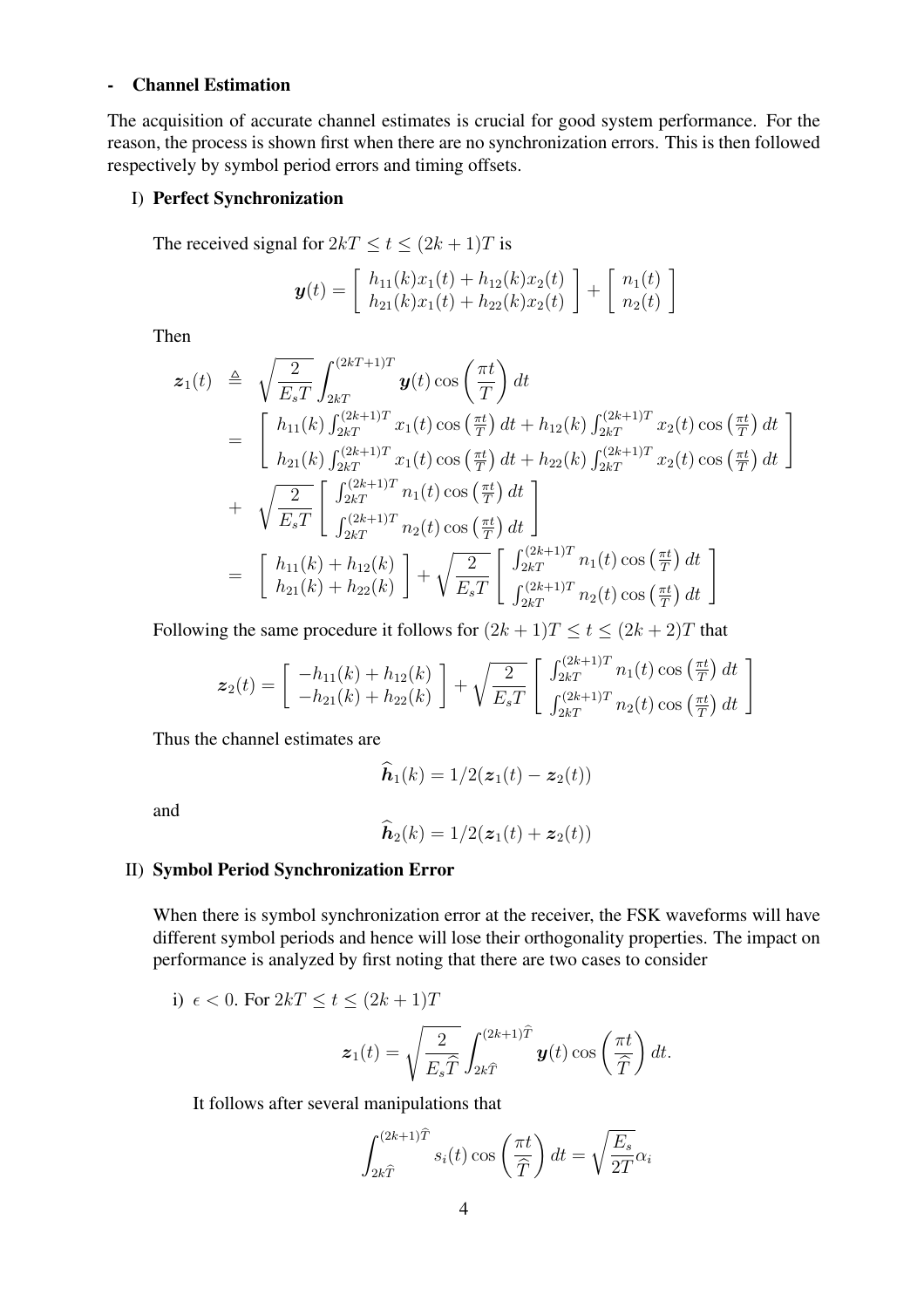## - Channel Estimation

The acquisition of accurate channel estimates is crucial for good system performance. For the reason, the process is shown first when there are no synchronization errors. This is then followed respectively by symbol period errors and timing offsets.

### I) Perfect Synchronization

The received signal for $2kT \leq t \leq (2k+1)T$ is

$$\boldsymbol{y}(t) = \left[ \begin{array}{c} h_{11}(k)x_1(t) + h_{12}(k)x_2(t) \\ h_{21}(k)x_1(t) + h_{22}(k)x_2(t) \end{array} \right] + \left[ \begin{array}{c} n_1(t) \\ n_2(t) \end{array} \right]$$

Then

$$\begin{aligned}
\boldsymbol{z}_1(t) &\triangleq \sqrt{\frac{2}{E_s T}} \int_{2kT}^{(2kT+1)T} \boldsymbol{y}(t) \cos\left(\frac{\pi t}{T}\right) dt \\
&= \left[ \begin{array}{c} h_{11}(k) \int_{2kT}^{(2k+1)T} x_1(t) \cos\left(\frac{\pi t}{T}\right) dt + h_{12}(k) \int_{2kT}^{(2k+1)T} x_2(t) \cos\left(\frac{\pi t}{T}\right) dt \\ h_{21}(k) \int_{2kT}^{(2k+1)T} x_1(t) \cos\left(\frac{\pi t}{T}\right) dt + h_{22}(k) \int_{2kT}^{(2k+1)T} x_2(t) \cos\left(\frac{\pi t}{T}\right) dt \end{array} \right] \\
&+ \sqrt{\frac{2}{E_s T}} \left[ \begin{array}{c} \int_{2kT}^{(2k+1)T} n_1(t) \cos\left(\frac{\pi t}{T}\right) dt \\ \int_{2kT}^{(2k+1)T} n_2(t) \cos\left(\frac{\pi t}{T}\right) dt \end{array} \right] \\
&= \left[ \begin{array}{c} h_{11}(k) + h_{12}(k) \\ h_{21}(k) + h_{22}(k) \end{array} \right] + \sqrt{\frac{2}{E_s T}} \left[ \begin{array}{c} \int_{2kT}^{(2k+1)T} n_1(t) \cos\left(\frac{\pi t}{T}\right) dt \\ \int_{2kT}^{(2k+1)T} n_2(t) \cos\left(\frac{\pi t}{T}\right) dt \end{array} \right]
\end{aligned}$$

Following the same procedure it follows for $(2k+1)T \leq t \leq (2k+2)T$ that

$$\boldsymbol{z}_2(t) = \left[ \begin{array}{c} -h_{11}(k) + h_{12}(k) \\ -h_{21}(k) + h_{22}(k) \end{array} \right] + \sqrt{\frac{2}{E_s T}} \left[ \begin{array}{c} \int_{2kT}^{(2k+1)T} n_1(t) \cos\left(\frac{\pi t}{T}\right) dt \\ \int_{2kT}^{(2k+1)T} n_2(t) \cos\left(\frac{\pi t}{T}\right) dt \end{array} \right]$$

Thus the channel estimates are

$$\widehat{\boldsymbol{h}}_1(k) = 1/2(\boldsymbol{z}_1(t) - \boldsymbol{z}_2(t))$$

and

$$\widehat{\boldsymbol{h}}_2(k) = 1/2(\boldsymbol{z}_1(t) + \boldsymbol{z}_2(t))$$

### II) Symbol Period Synchronization Error

When there is symbol synchronization error at the receiver, the FSK waveforms will have different symbol periods and hence will lose their orthogonality properties. The impact on performance is analyzed by first noting that there are two cases to consider

i) $\epsilon < 0$. For $2kT \leq t \leq (2k+1)T$

$$\boldsymbol{z}_1(t) = \sqrt{\frac{2}{E_s \widehat{T}}} \int_{2k\widehat{T}}^{(2k+1)\widehat{T}} \boldsymbol{y}(t) \cos\left(\frac{\pi t}{\widehat{T}}\right) dt.$$

It follows after several manipulations that

$$\int_{2k\widehat{T}}^{(2k+1)\widehat{T}} s_i(t) \cos\left(\frac{\pi t}{\widehat{T}}\right) dt = \sqrt{\frac{E_s}{2T}} \alpha_i$$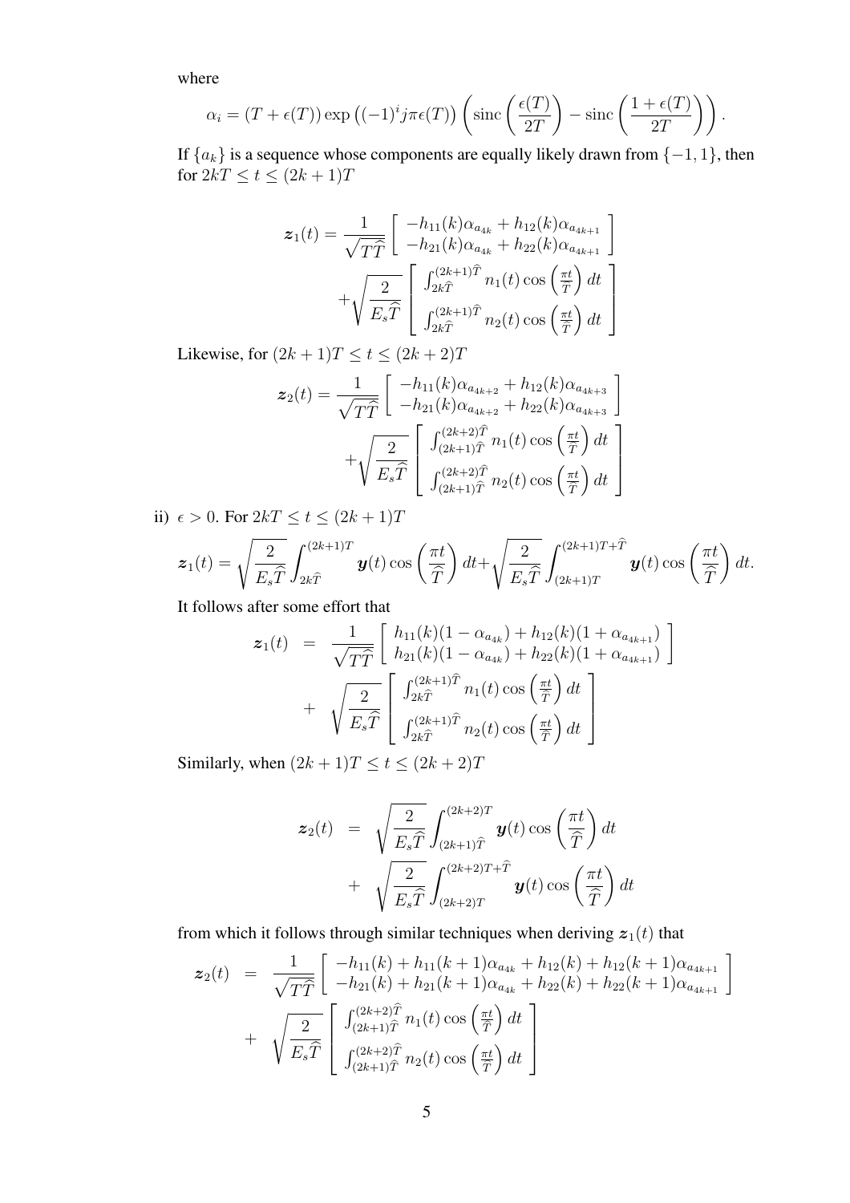where

$$\alpha_i = (T + \epsilon(T)) \exp\left((-1)^i j\pi\epsilon(T)\right)\left(\text{sinc}\left(\frac{\epsilon(T)}{2T}\right) - \text{sinc}\left(\frac{1+\epsilon(T)}{2T}\right)\right).$$

If $\{a_k\}$ is a sequence whose components are equally likely drawn from $\{-1, 1\}$, then for $2kT \leq t \leq (2k+1)T$

$$\boldsymbol{z}_1(t) = \frac{1}{\sqrt{T\widehat{T}}}\left[\begin{array}{c} -h_{11}(k)\alpha_{a_{4k}} + h_{12}(k)\alpha_{a_{4k+1}} \\ -h_{21}(k)\alpha_{a_{4k}} + h_{22}(k)\alpha_{a_{4k+1}} \end{array}\right] + \sqrt{\frac{2}{E_s\widehat{T}}}\left[\begin{array}{c} \int_{2k\widehat{T}}^{(2k+1)\widehat{T}} n_1(t)\cos\left(\frac{\pi t}{\widehat{T}}\right)dt \\ \int_{2k\widehat{T}}^{(2k+1)\widehat{T}} n_2(t)\cos\left(\frac{\pi t}{\widehat{T}}\right)dt \end{array}\right]$$

Likewise, for $(2k+1)T \leq t \leq (2k+2)T$

$$\boldsymbol{z}_2(t) = \frac{1}{\sqrt{T\widehat{T}}}\left[\begin{array}{c} -h_{11}(k)\alpha_{a_{4k+2}} + h_{12}(k)\alpha_{a_{4k+3}} \\ -h_{21}(k)\alpha_{a_{4k+2}} + h_{22}(k)\alpha_{a_{4k+3}} \end{array}\right] + \sqrt{\frac{2}{E_s\widehat{T}}}\left[\begin{array}{c} \int_{(2k+1)\widehat{T}}^{(2k+2)\widehat{T}} n_1(t)\cos\left(\frac{\pi t}{\widehat{T}}\right)dt \\ \int_{(2k+1)\widehat{T}}^{(2k+2)\widehat{T}} n_2(t)\cos\left(\frac{\pi t}{\widehat{T}}\right)dt \end{array}\right]$$

ii) $\epsilon > 0$. For $2kT \leq t \leq (2k+1)T$

$$\boldsymbol{z}_1(t) = \sqrt{\frac{2}{E_s\widehat{T}}}\int_{2k\widehat{T}}^{(2k+1)T} \boldsymbol{y}(t)\cos\left(\frac{\pi t}{\widehat{T}}\right)dt + \sqrt{\frac{2}{E_s\widehat{T}}}\int_{(2k+1)T}^{(2k+1)T+\widehat{T}} \boldsymbol{y}(t)\cos\left(\frac{\pi t}{\widehat{T}}\right)dt.$$

It follows after some effort that

$$\boldsymbol{z}_1(t) = \frac{1}{\sqrt{T\widehat{T}}}\left[\begin{array}{c} h_{11}(k)(1-\alpha_{a_{4k}}) + h_{12}(k)(1+\alpha_{a_{4k+1}}) \\ h_{21}(k)(1-\alpha_{a_{4k}}) + h_{22}(k)(1+\alpha_{a_{4k+1}}) \end{array}\right] + \sqrt{\frac{2}{E_s\widehat{T}}}\left[\begin{array}{c} \int_{2k\widehat{T}}^{(2k+1)\widehat{T}} n_1(t)\cos\left(\frac{\pi t}{\widehat{T}}\right)dt \\ \int_{2k\widehat{T}}^{(2k+1)\widehat{T}} n_2(t)\cos\left(\frac{\pi t}{\widehat{T}}\right)dt \end{array}\right]$$

Similarly, when $(2k+1)T \leq t \leq (2k+2)T$

$$\boldsymbol{z}_2(t) = \sqrt{\frac{2}{E_s\widehat{T}}}\int_{(2k+1)\widehat{T}}^{(2k+2)T} \boldsymbol{y}(t)\cos\left(\frac{\pi t}{\widehat{T}}\right)dt + \sqrt{\frac{2}{E_s\widehat{T}}}\int_{(2k+2)T}^{(2k+2)T+\widehat{T}} \boldsymbol{y}(t)\cos\left(\frac{\pi t}{\widehat{T}}\right)dt$$

from which it follows through similar techniques when deriving $\boldsymbol{z}_1(t)$ that

$$\boldsymbol{z}_2(t) = \frac{1}{\sqrt{T\widehat{T}}}\left[\begin{array}{c} -h_{11}(k) + h_{11}(k+1)\alpha_{a_{4k}} + h_{12}(k) + h_{12}(k+1)\alpha_{a_{4k+1}} \\ -h_{21}(k) + h_{21}(k+1)\alpha_{a_{4k}} + h_{22}(k) + h_{22}(k+1)\alpha_{a_{4k+1}} \end{array}\right] + \sqrt{\frac{2}{E_s\widehat{T}}}\left[\begin{array}{c} \int_{(2k+1)\widehat{T}}^{(2k+2)\widehat{T}} n_1(t)\cos\left(\frac{\pi t}{\widehat{T}}\right)dt \\ \int_{(2k+1)\widehat{T}}^{(2k+2)\widehat{T}} n_2(t)\cos\left(\frac{\pi t}{\widehat{T}}\right)dt \end{array}\right]$$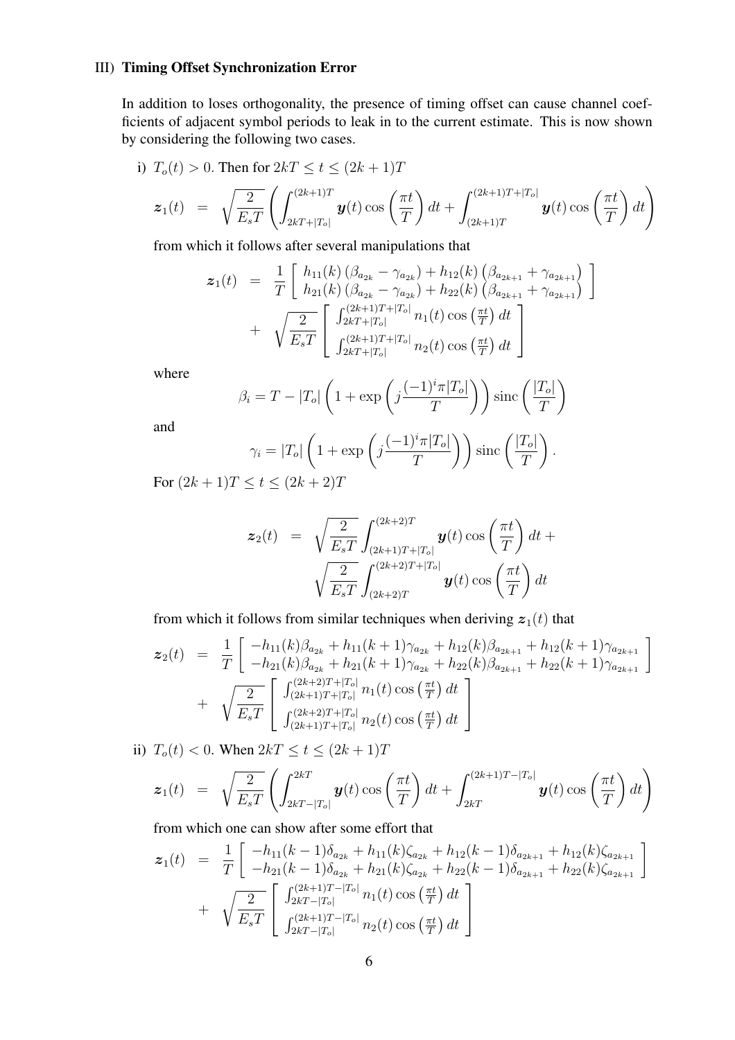III) **Timing Offset Synchronization Error**

In addition to loses orthogonality, the presence of timing offset can cause channel coefficients of adjacent symbol periods to leak in to the current estimate. This is now shown by considering the following two cases.

i) $T_o(t) > 0$. Then for $2kT \leq t \leq (2k+1)T$

$$\boldsymbol{z}_1(t) = \sqrt{\frac{2}{E_sT}} \left( \int_{2kT+|T_o|}^{(2k+1)T} \boldsymbol{y}(t) \cos\left(\frac{\pi t}{T}\right) dt + \int_{(2k+1)T}^{(2k+1)T+|T_o|} \boldsymbol{y}(t) \cos\left(\frac{\pi t}{T}\right) dt \right)$$

from which it follows after several manipulations that

$$\begin{aligned} \boldsymbol{z}_1(t) &= \frac{1}{T} \begin{bmatrix} h_{11}(k)\left(\beta_{a_{2k}} - \gamma_{a_{2k}}\right) + h_{12}(k)\left(\beta_{a_{2k+1}} + \gamma_{a_{2k+1}}\right) \\ h_{21}(k)\left(\beta_{a_{2k}} - \gamma_{a_{2k}}\right) + h_{22}(k)\left(\beta_{a_{2k+1}} + \gamma_{a_{2k+1}}\right) \end{bmatrix} \\ &+ \sqrt{\frac{2}{E_sT}} \begin{bmatrix} \int_{2kT+|T_o|}^{(2k+1)T+|T_o|} n_1(t) \cos\left(\frac{\pi t}{T}\right) dt \\ \int_{2kT+|T_o|}^{(2k+1)T+|T_o|} n_2(t) \cos\left(\frac{\pi t}{T}\right) dt \end{bmatrix} \end{aligned}$$

where

$$\beta_i = T - |T_o| \left(1 + \exp\left(j\frac{(-1)^i \pi |T_o|}{T}\right)\right) \operatorname{sinc}\left(\frac{|T_o|}{T}\right)$$

and

$$\gamma_i = |T_o| \left(1 + \exp\left(j\frac{(-1)^i \pi |T_o|}{T}\right)\right) \operatorname{sinc}\left(\frac{|T_o|}{T}\right).$$

For $(2k+1)T \leq t \leq (2k+2)T$

$$\begin{aligned} \boldsymbol{z}_2(t) &= \sqrt{\frac{2}{E_sT}} \int_{(2k+1)T+|T_o|}^{(2k+2)T} \boldsymbol{y}(t) \cos\left(\frac{\pi t}{T}\right) dt + \\ &\quad \sqrt{\frac{2}{E_sT}} \int_{(2k+2)T}^{(2k+2)T+|T_o|} \boldsymbol{y}(t) \cos\left(\frac{\pi t}{T}\right) dt \end{aligned}$$

from which it follows from similar techniques when deriving $\boldsymbol{z}_1(t)$ that

$$\begin{aligned} \boldsymbol{z}_2(t) &= \frac{1}{T} \begin{bmatrix} -h_{11}(k)\beta_{a_{2k}} + h_{11}(k+1)\gamma_{a_{2k}} + h_{12}(k)\beta_{a_{2k+1}} + h_{12}(k+1)\gamma_{a_{2k+1}} \\ -h_{21}(k)\beta_{a_{2k}} + h_{21}(k+1)\gamma_{a_{2k}} + h_{22}(k)\beta_{a_{2k+1}} + h_{22}(k+1)\gamma_{a_{2k+1}} \end{bmatrix} \\ &+ \sqrt{\frac{2}{E_sT}} \begin{bmatrix} \int_{(2k+1)T+|T_o|}^{(2k+2)T+|T_o|} n_1(t) \cos\left(\frac{\pi t}{T}\right) dt \\ \int_{(2k+1)T+|T_o|}^{(2k+2)T+|T_o|} n_2(t) \cos\left(\frac{\pi t}{T}\right) dt \end{bmatrix} \end{aligned}$$

ii) $T_o(t) < 0$. When $2kT \leq t \leq (2k+1)T$

$$\boldsymbol{z}_1(t) = \sqrt{\frac{2}{E_sT}} \left( \int_{2kT-|T_o|}^{2kT} \boldsymbol{y}(t) \cos\left(\frac{\pi t}{T}\right) dt + \int_{2kT}^{(2k+1)T-|T_o|} \boldsymbol{y}(t) \cos\left(\frac{\pi t}{T}\right) dt \right)$$

from which one can show after some effort that

$$\begin{aligned} \boldsymbol{z}_1(t) &= \frac{1}{T} \begin{bmatrix} -h_{11}(k-1)\delta_{a_{2k}} + h_{11}(k)\zeta_{a_{2k}} + h_{12}(k-1)\delta_{a_{2k+1}} + h_{12}(k)\zeta_{a_{2k+1}} \\ -h_{21}(k-1)\delta_{a_{2k}} + h_{21}(k)\zeta_{a_{2k}} + h_{22}(k-1)\delta_{a_{2k+1}} + h_{22}(k)\zeta_{a_{2k+1}} \end{bmatrix} \\ &+ \sqrt{\frac{2}{E_sT}} \begin{bmatrix} \int_{2kT-|T_o|}^{(2k+1)T-|T_o|} n_1(t) \cos\left(\frac{\pi t}{T}\right) dt \\ \int_{2kT-|T_o|}^{(2k+1)T-|T_o|} n_2(t) \cos\left(\frac{\pi t}{T}\right) dt \end{bmatrix} \end{aligned}$$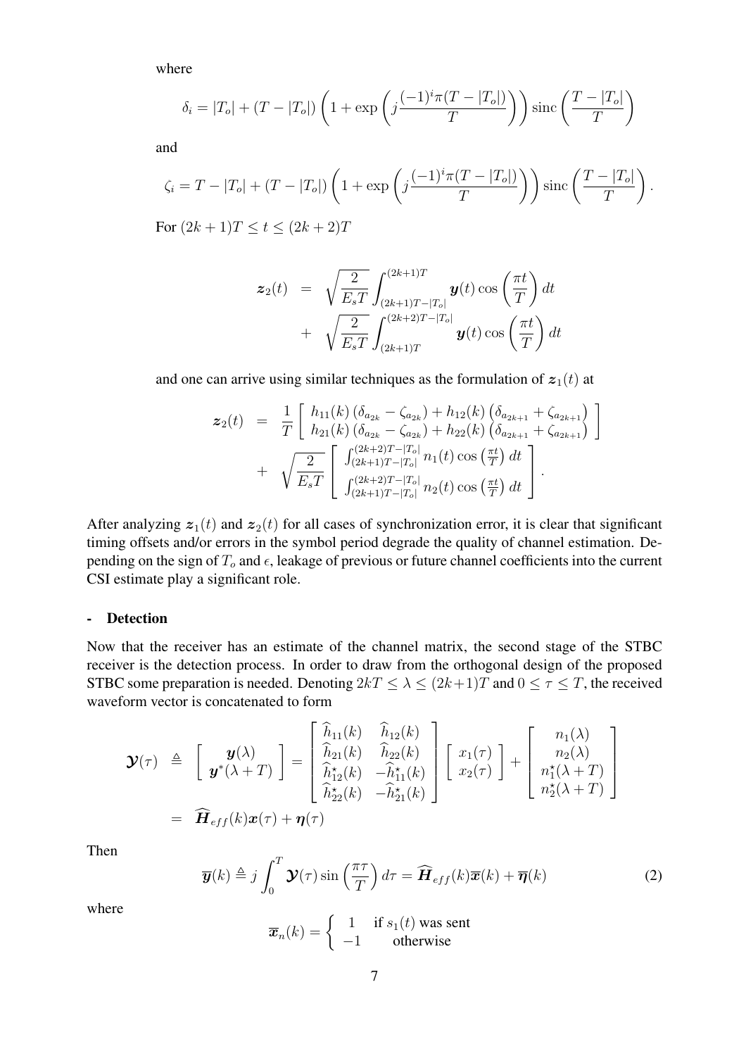where

$$\delta_i = |T_o| + (T - |T_o|)\left(1 + \exp\left(j\frac{(-1)^i \pi (T - |T_o|)}{T}\right)\right) \text{sinc}\left(\frac{T - |T_o|}{T}\right)$$

and

$$\zeta_i = T - |T_o| + (T - |T_o|)\left(1 + \exp\left(j\frac{(-1)^i \pi (T - |T_o|)}{T}\right)\right) \text{sinc}\left(\frac{T - |T_o|}{T}\right).$$

For $(2k+1)T \leq t \leq (2k+2)T$

$$\begin{aligned}
\boldsymbol{z}_2(t) &= \sqrt{\frac{2}{E_s T}} \int_{(2k+1)T - |T_o|}^{(2k+1)T} \boldsymbol{y}(t) \cos\left(\frac{\pi t}{T}\right) dt \\
&+ \sqrt{\frac{2}{E_s T}} \int_{(2k+1)T}^{(2k+2)T - |T_o|} \boldsymbol{y}(t) \cos\left(\frac{\pi t}{T}\right) dt
\end{aligned}$$

and one can arrive using similar techniques as the formulation of $\boldsymbol{z}_1(t)$ at

$$\begin{aligned}
\boldsymbol{z}_2(t) &= \frac{1}{T} \left[ \begin{array}{c} h_{11}(k)\left(\delta_{a_{2k}} - \zeta_{a_{2k}}\right) + h_{12}(k)\left(\delta_{a_{2k+1}} + \zeta_{a_{2k+1}}\right) \\ h_{21}(k)\left(\delta_{a_{2k}} - \zeta_{a_{2k}}\right) + h_{22}(k)\left(\delta_{a_{2k+1}} + \zeta_{a_{2k+1}}\right) \end{array} \right] \\
&+ \sqrt{\frac{2}{E_s T}} \left[ \begin{array}{c} \int_{(2k+1)T - |T_o|}^{(2k+2)T - |T_o|} n_1(t) \cos\left(\frac{\pi t}{T}\right) dt \\ \int_{(2k+1)T - |T_o|}^{(2k+2)T - |T_o|} n_2(t) \cos\left(\frac{\pi t}{T}\right) dt \end{array} \right].
\end{aligned}$$

After analyzing $\boldsymbol{z}_1(t)$ and $\boldsymbol{z}_2(t)$ for all cases of synchronization error, it is clear that significant timing offsets and/or errors in the symbol period degrade the quality of channel estimation. Depending on the sign of $T_o$ and $\epsilon$, leakage of previous or future channel coefficients into the current CSI estimate play a significant role.

### - Detection

Now that the receiver has an estimate of the channel matrix, the second stage of the STBC receiver is the detection process. In order to draw from the orthogonal design of the proposed STBC some preparation is needed. Denoting $2kT \leq \lambda \leq (2k+1)T$ and $0 \leq \tau \leq T$, the received waveform vector is concatenated to form

$$\begin{aligned}
\boldsymbol{\mathcal{Y}}(\tau) &\triangleq \left[ \begin{array}{c} \boldsymbol{y}(\lambda) \\ \boldsymbol{y}^*(\lambda + T) \end{array} \right] = \left[ \begin{array}{cc} \widehat{h}_{11}(k) & \widehat{h}_{12}(k) \\ \widehat{h}_{21}(k) & \widehat{h}_{22}(k) \\ \widehat{h}_{12}^\star(k) & -\widehat{h}_{11}^\star(k) \\ \widehat{h}_{22}^\star(k) & -\widehat{h}_{21}^\star(k) \end{array} \right] \left[ \begin{array}{c} x_1(\tau) \\ x_2(\tau) \end{array} \right] + \left[ \begin{array}{c} n_1(\lambda) \\ n_2(\lambda) \\ n_1^\star(\lambda + T) \\ n_2^\star(\lambda + T) \end{array} \right] \\
&= \widehat{\boldsymbol{H}}_{eff}(k)\boldsymbol{x}(\tau) + \boldsymbol{\eta}(\tau)
\end{aligned}$$

Then

$$\overline{\boldsymbol{y}}(k) \triangleq j\int_0^T \boldsymbol{\mathcal{Y}}(\tau) \sin\left(\frac{\pi \tau}{T}\right) d\tau = \widehat{\boldsymbol{H}}_{eff}(k)\overline{\boldsymbol{x}}(k) + \overline{\boldsymbol{\eta}}(k) \tag{2}$$

where

$$\overline{\boldsymbol{x}}_n(k) = \begin{cases} 1 & \text{if } s_1(t) \text{ was sent} \\ -1 & \text{otherwise} \end{cases}$$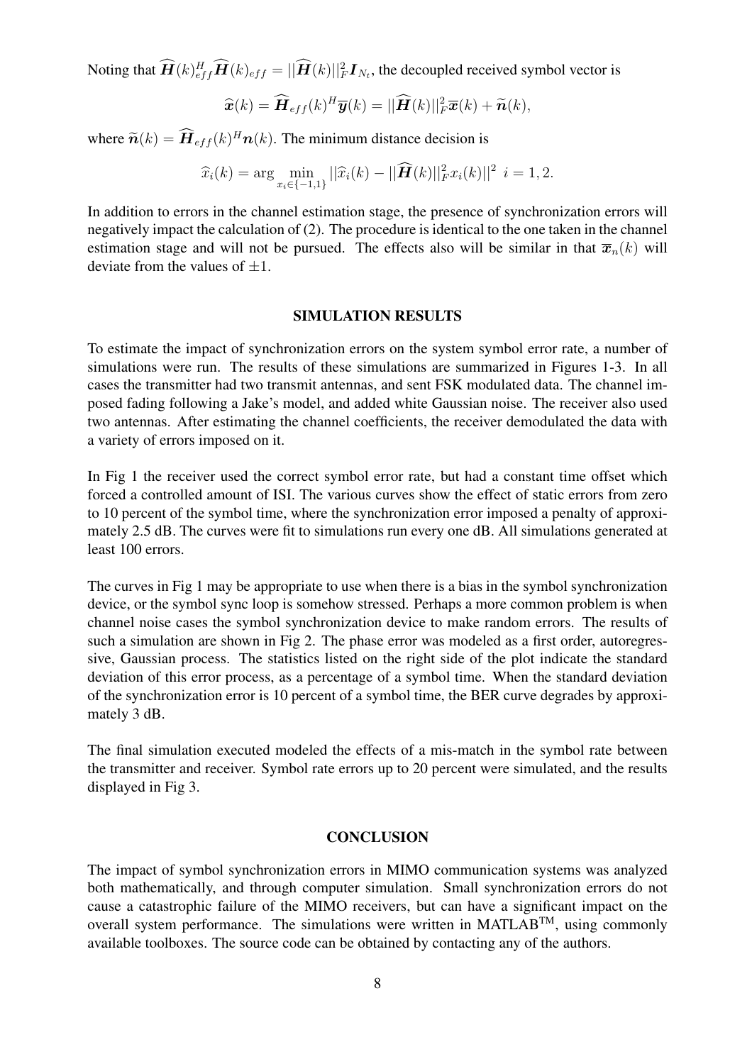Noting that $\widehat{\boldsymbol{H}}(k)_{eff}^H \widehat{\boldsymbol{H}}(k)_{eff} = ||\widehat{\boldsymbol{H}}(k)||_F^2 \boldsymbol{I}_{N_t}$, the decoupled received symbol vector is

$$\widehat{\boldsymbol{x}}(k) = \widehat{\boldsymbol{H}}_{eff}(k)^H \overline{\boldsymbol{y}}(k) = ||\widehat{\boldsymbol{H}}(k)||_F^2 \overline{\boldsymbol{x}}(k) + \widetilde{\boldsymbol{n}}(k),$$

where $\widetilde{\boldsymbol{n}}(k) = \widehat{\boldsymbol{H}}_{eff}(k)^H \boldsymbol{n}(k)$. The minimum distance decision is

$$\widehat{x}_i(k) = \arg \min_{x_i \in \{-1,1\}} ||\widehat{x}_i(k) - ||\widehat{\boldsymbol{H}}(k)||_F^2 x_i(k)||^2 \;\; i = 1, 2.$$

In addition to errors in the channel estimation stage, the presence of synchronization errors will negatively impact the calculation of (2). The procedure is identical to the one taken in the channel estimation stage and will not be pursued. The effects also will be similar in that $\overline{\boldsymbol{x}}_n(k)$ will deviate from the values of $\pm 1$.

## SIMULATION RESULTS

To estimate the impact of synchronization errors on the system symbol error rate, a number of simulations were run. The results of these simulations are summarized in Figures 1-3. In all cases the transmitter had two transmit antennas, and sent FSK modulated data. The channel imposed fading following a Jake's model, and added white Gaussian noise. The receiver also used two antennas. After estimating the channel coefficients, the receiver demodulated the data with a variety of errors imposed on it.

In Fig 1 the receiver used the correct symbol error rate, but had a constant time offset which forced a controlled amount of ISI. The various curves show the effect of static errors from zero to 10 percent of the symbol time, where the synchronization error imposed a penalty of approximately 2.5 dB. The curves were fit to simulations run every one dB. All simulations generated at least 100 errors.

The curves in Fig 1 may be appropriate to use when there is a bias in the symbol synchronization device, or the symbol sync loop is somehow stressed. Perhaps a more common problem is when channel noise cases the symbol synchronization device to make random errors. The results of such a simulation are shown in Fig 2. The phase error was modeled as a first order, autoregressive, Gaussian process. The statistics listed on the right side of the plot indicate the standard deviation of this error process, as a percentage of a symbol time. When the standard deviation of the synchronization error is 10 percent of a symbol time, the BER curve degrades by approximately 3 dB.

The final simulation executed modeled the effects of a mis-match in the symbol rate between the transmitter and receiver. Symbol rate errors up to 20 percent were simulated, and the results displayed in Fig 3.

## CONCLUSION

The impact of symbol synchronization errors in MIMO communication systems was analyzed both mathematically, and through computer simulation. Small synchronization errors do not cause a catastrophic failure of the MIMO receivers, but can have a significant impact on the overall system performance. The simulations were written in MATLAB$^{\text{TM}}$, using commonly available toolboxes. The source code can be obtained by contacting any of the authors.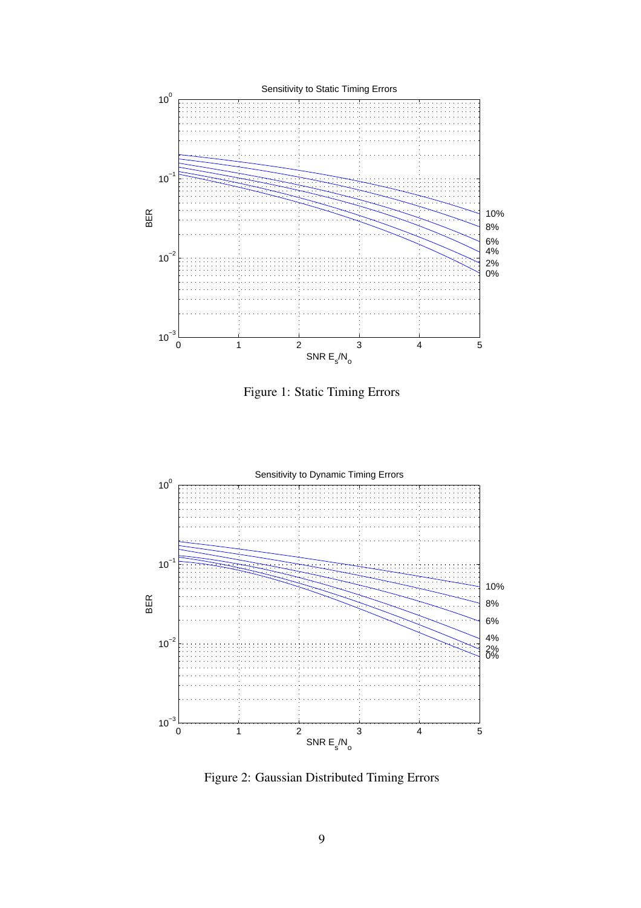Sensitivity to Static Timing Errors

BER

$10^0$

$10^{-1}$

$10^{-2}$

$10^{-3}$

0 1 2 3 4 5

SNR $E_s/N_o$

10%
8%
6%
4%
2%
0%

Figure 1: Static Timing Errors

Sensitivity to Dynamic Timing Errors

BER

$10^0$

$10^{-1}$

$10^{-2}$

$10^{-3}$

0 1 2 3 4 5

SNR $E_s/N_o$

10%
8%
6%
4%
2%
0%

Figure 2: Gaussian Distributed Timing Errors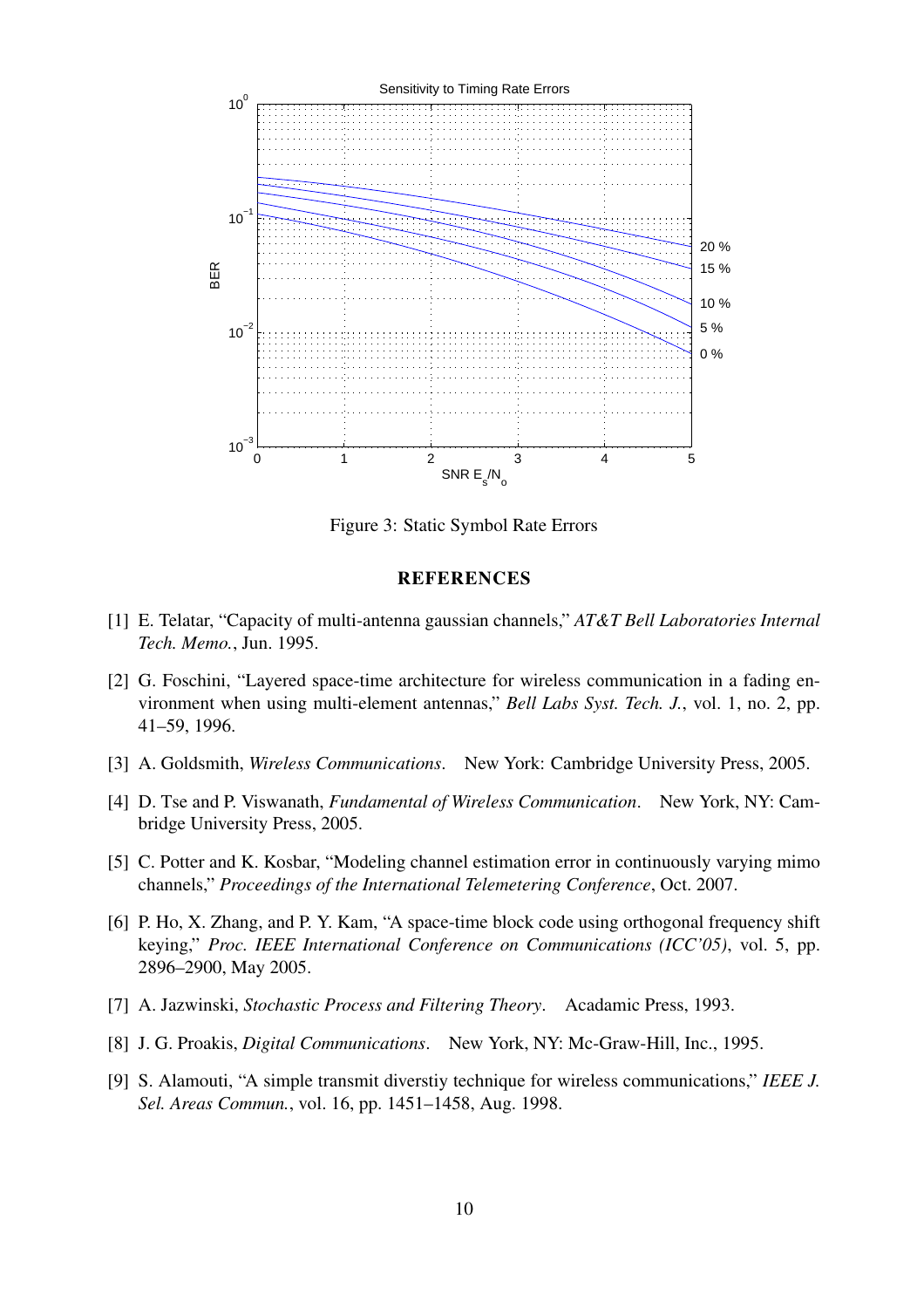Sensitivity to Timing Rate Errors

BER

$10^0$

$10^{-1}$

$10^{-2}$

$10^{-3}$

0 1 2 3 4 5

SNR $E_s/N_o$

20 %

15 %

10 %

5 %

0 %

Figure 3: Static Symbol Rate Errors

## REFERENCES

[1] E. Telatar, "Capacity of multi-antenna gaussian channels," *AT&T Bell Laboratories Internal Tech. Memo.*, Jun. 1995.

[2] G. Foschini, "Layered space-time architecture for wireless communication in a fading environment when using multi-element antennas," *Bell Labs Syst. Tech. J.*, vol. 1, no. 2, pp. 41–59, 1996.

[3] A. Goldsmith, *Wireless Communications*. New York: Cambridge University Press, 2005.

[4] D. Tse and P. Viswanath, *Fundamental of Wireless Communication*. New York, NY: Cambridge University Press, 2005.

[5] C. Potter and K. Kosbar, "Modeling channel estimation error in continuously varying mimo channels," *Proceedings of the International Telemetering Conference*, Oct. 2007.

[6] P. Ho, X. Zhang, and P. Y. Kam, "A space-time block code using orthogonal frequency shift keying," *Proc. IEEE International Conference on Communications (ICC'05)*, vol. 5, pp. 2896–2900, May 2005.

[7] A. Jazwinski, *Stochastic Process and Filtering Theory*. Acadamic Press, 1993.

[8] J. G. Proakis, *Digital Communications*. New York, NY: Mc-Graw-Hill, Inc., 1995.

[9] S. Alamouti, "A simple transmit diverstiy technique for wireless communications," *IEEE J. Sel. Areas Commun.*, vol. 16, pp. 1451–1458, Aug. 1998.